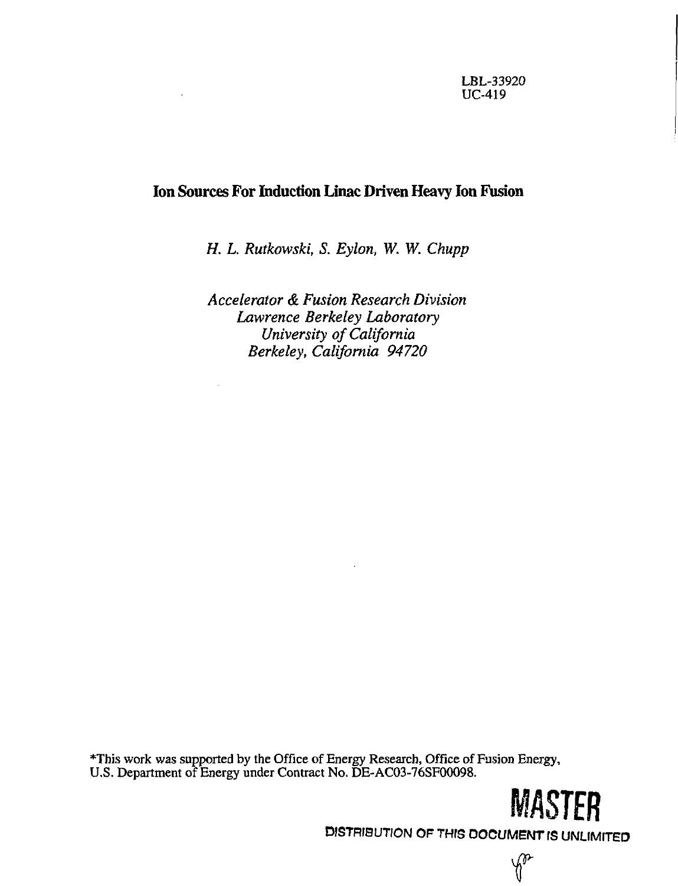LBL-33920
UC-419

# Ion Sources For Induction Linac Driven Heavy Ion Fusion

*H. L. Rutkowski, S. Eylon, W. W. Chupp*

*Accelerator & Fusion Research Division*
*Lawrence Berkeley Laboratory*
*University of California*
*Berkeley, California 94720*

*This work was supported by the Office of Energy Research, Office of Fusion Energy, U.S. Department of Energy under Contract No. DE-AC03-76SF00098.

**MASTER**

DISTRIBUTION OF THIS DOCUMENT IS UNLIMITED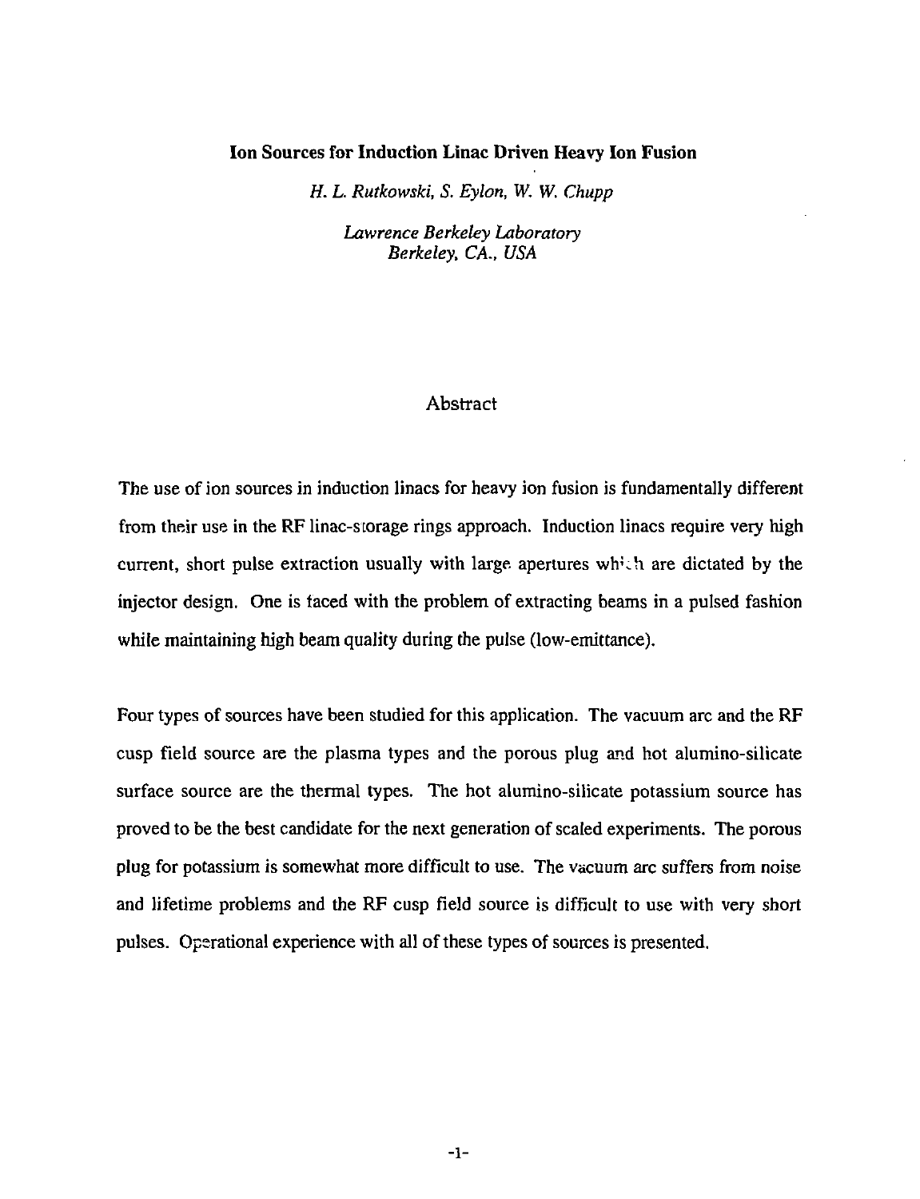# Ion Sources for Induction Linac Driven Heavy Ion Fusion

*H. L. Rutkowski, S. Eylon, W. W. Chupp*

*Lawrence Berkeley Laboratory*
*Berkeley, CA., USA*

## Abstract

The use of ion sources in induction linacs for heavy ion fusion is fundamentally different from their use in the RF linac-storage rings approach. Induction linacs require very high current, short pulse extraction usually with large apertures which are dictated by the injector design. One is faced with the problem of extracting beams in a pulsed fashion while maintaining high beam quality during the pulse (low-emittance).

Four types of sources have been studied for this application. The vacuum arc and the RF cusp field source are the plasma types and the porous plug and hot alumino-silicate surface source are the thermal types. The hot alumino-silicate potassium source has proved to be the best candidate for the next generation of scaled experiments. The porous plug for potassium is somewhat more difficult to use. The vacuum arc suffers from noise and lifetime problems and the RF cusp field source is difficult to use with very short pulses. Operational experience with all of these types of sources is presented.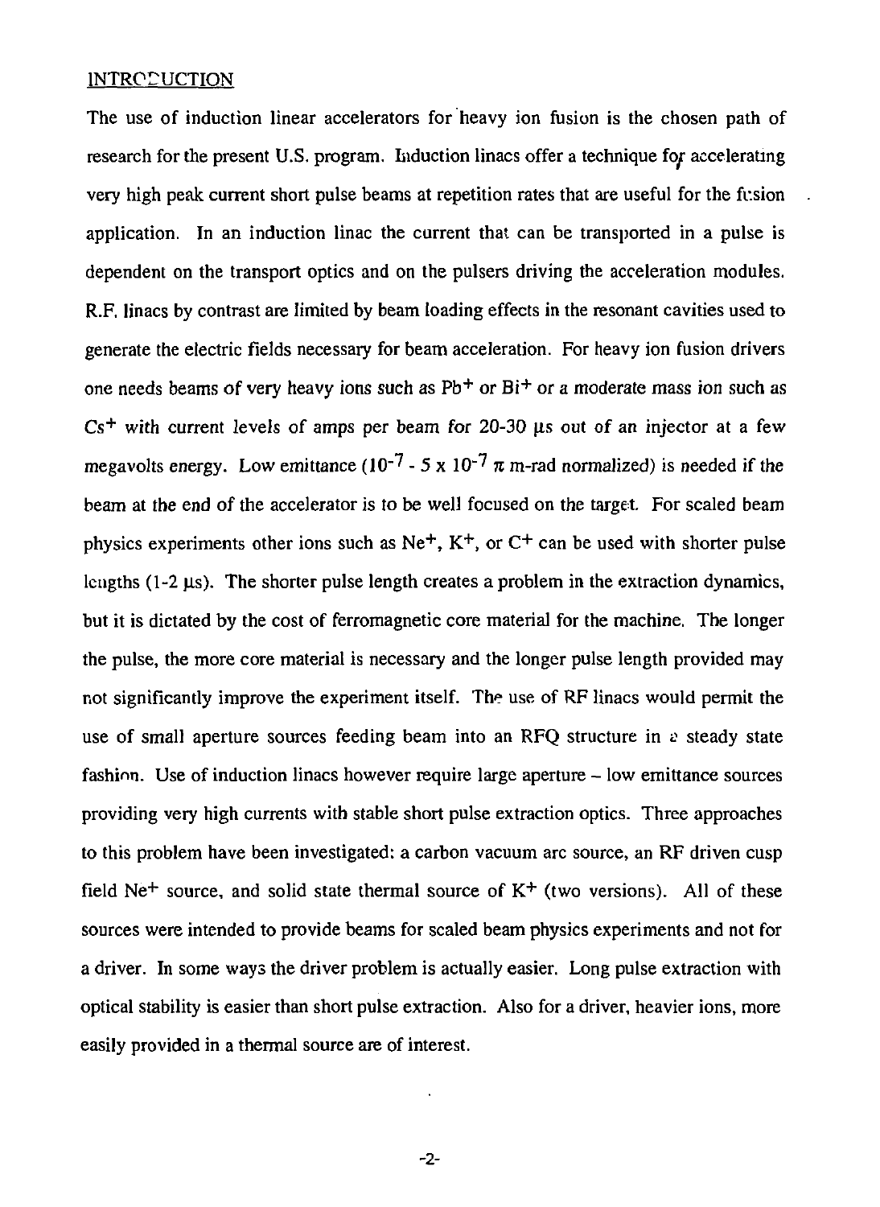## INTRODUCTION

The use of induction linear accelerators for heavy ion fusion is the chosen path of research for the present U.S. program. Induction linacs offer a technique for accelerating very high peak current short pulse beams at repetition rates that are useful for the fusion application. In an induction linac the current that can be transported in a pulse is dependent on the transport optics and on the pulsers driving the acceleration modules. R.F. linacs by contrast are limited by beam loading effects in the resonant cavities used to generate the electric fields necessary for beam acceleration. For heavy ion fusion drivers one needs beams of very heavy ions such as $Pb^+$ or $Bi^+$ or a moderate mass ion such as $Cs^+$ with current levels of amps per beam for 20-30 μs out of an injector at a few megavolts energy. Low emittance ($10^{-7}$ - $5 \times 10^{-7}$ $\pi$ m-rad normalized) is needed if the beam at the end of the accelerator is to be well focused on the target. For scaled beam physics experiments other ions such as $Ne^+$, $K^+$, or $C^+$ can be used with shorter pulse lengths (1-2 μs). The shorter pulse length creates a problem in the extraction dynamics, but it is dictated by the cost of ferromagnetic core material for the machine. The longer the pulse, the more core material is necessary and the longer pulse length provided may not significantly improve the experiment itself. The use of RF linacs would permit the use of small aperture sources feeding beam into an RFQ structure in a steady state fashion. Use of induction linacs however require large aperture – low emittance sources providing very high currents with stable short pulse extraction optics. Three approaches to this problem have been investigated: a carbon vacuum arc source, an RF driven cusp field $Ne^+$ source, and solid state thermal source of $K^+$ (two versions). All of these sources were intended to provide beams for scaled beam physics experiments and not for a driver. In some ways the driver problem is actually easier. Long pulse extraction with optical stability is easier than short pulse extraction. Also for a driver, heavier ions, more easily provided in a thermal source are of interest.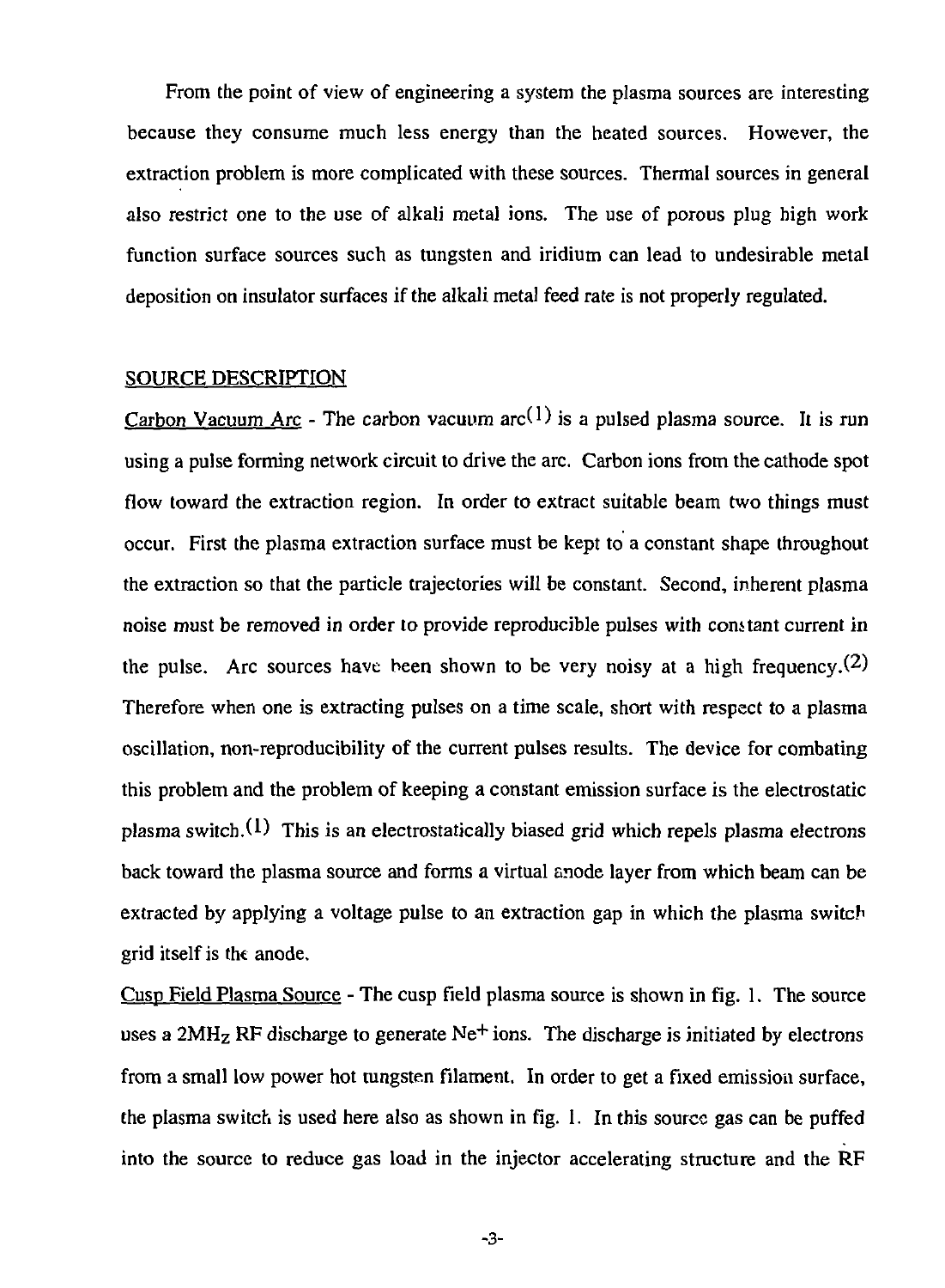From the point of view of engineering a system the plasma sources are interesting because they consume much less energy than the heated sources. However, the extraction problem is more complicated with these sources. Thermal sources in general also restrict one to the use of alkali metal ions. The use of porous plug high work function surface sources such as tungsten and iridium can lead to undesirable metal deposition on insulator surfaces if the alkali metal feed rate is not properly regulated.

## SOURCE DESCRIPTION

Carbon Vacuum Arc - The carbon vacuum arc[1] is a pulsed plasma source. It is run using a pulse forming network circuit to drive the arc. Carbon ions from the cathode spot flow toward the extraction region. In order to extract suitable beam two things must occur. First the plasma extraction surface must be kept to a constant shape throughout the extraction so that the particle trajectories will be constant. Second, inherent plasma noise must be removed in order to provide reproducible pulses with constant current in the pulse. Arc sources have been shown to be very noisy at a high frequency.[2] Therefore when one is extracting pulses on a time scale, short with respect to a plasma oscillation, non-reproducibility of the current pulses results. The device for combating this problem and the problem of keeping a constant emission surface is the electrostatic plasma switch.[1] This is an electrostatically biased grid which repels plasma electrons back toward the plasma source and forms a virtual anode layer from which beam can be extracted by applying a voltage pulse to an extraction gap in which the plasma switch grid itself is the anode.

Cusp Field Plasma Source - The cusp field plasma source is shown in fig. 1. The source uses a $2\text{MH}_\text{Z}$ RF discharge to generate $Ne^+$ ions. The discharge is initiated by electrons from a small low power hot tungsten filament. In order to get a fixed emission surface, the plasma switch is used here also as shown in fig. 1. In this source gas can be puffed into the source to reduce gas load in the injector accelerating structure and the RF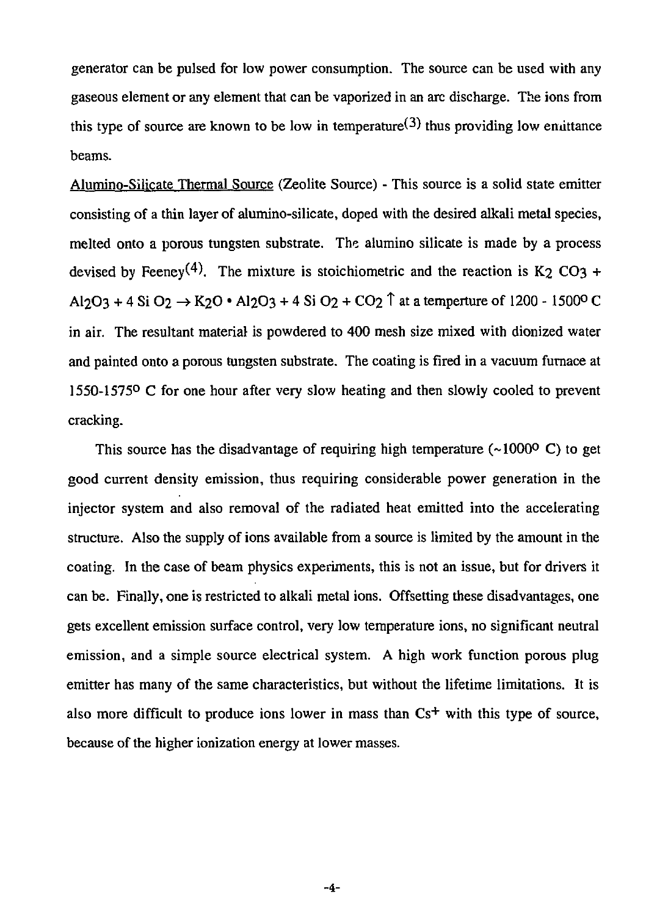generator can be pulsed for low power consumption. The source can be used with any gaseous element or any element that can be vaporized in an arc discharge. The ions from this type of source are known to be low in temperature[3] thus providing low emittance beams.

Alumino-Silicate Thermal Source (Zeolite Source) - This source is a solid state emitter consisting of a thin layer of alumino-silicate, doped with the desired alkali metal species, melted onto a porous tungsten substrate. The alumino silicate is made by a process devised by Feeney[4]. The mixture is stoichiometric and the reaction is $K_2CO_3 + Al_2O_3 + 4\,SiO_2 \rightarrow K_2O \bullet Al_2O_3 + 4\,SiO_2 + CO_2 \uparrow$ at a temperture of 1200 - 1500° C in air. The resultant material is powdered to 400 mesh size mixed with dionized water and painted onto a porous tungsten substrate. The coating is fired in a vacuum furnace at 1550-1575° C for one hour after very slow heating and then slowly cooled to prevent cracking.

This source has the disadvantage of requiring high temperature (~1000° C) to get good current density emission, thus requiring considerable power generation in the injector system and also removal of the radiated heat emitted into the accelerating structure. Also the supply of ions available from a source is limited by the amount in the coating. In the case of beam physics experiments, this is not an issue, but for drivers it can be. Finally, one is restricted to alkali metal ions. Offsetting these disadvantages, one gets excellent emission surface control, very low temperature ions, no significant neutral emission, and a simple source electrical system. A high work function porous plug emitter has many of the same characteristics, but without the lifetime limitations. It is also more difficult to produce ions lower in mass than $Cs^+$ with this type of source, because of the higher ionization energy at lower masses.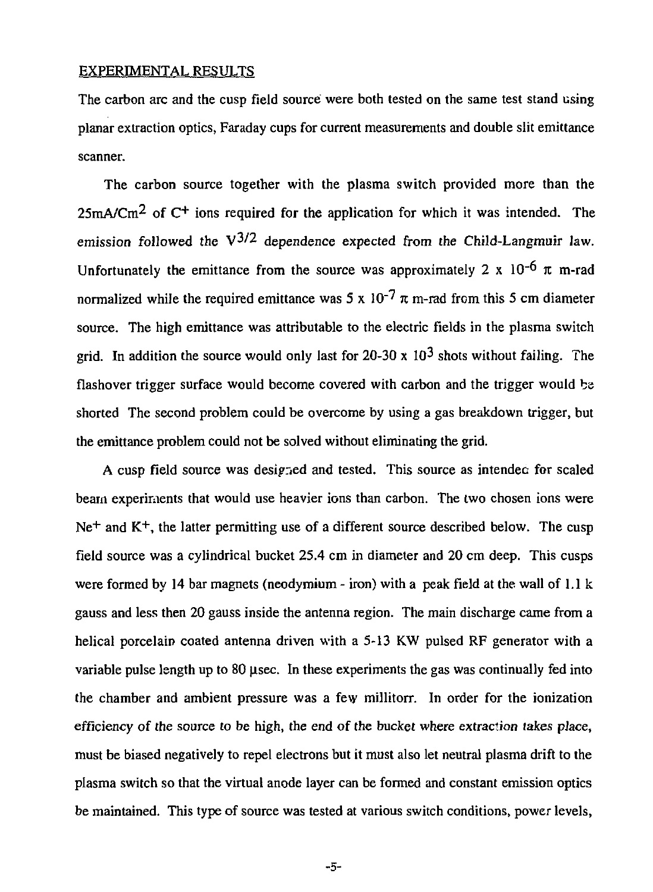## EXPERIMENTAL RESULTS

The carbon arc and the cusp field source were both tested on the same test stand using planar extraction optics, Faraday cups for current measurements and double slit emittance scanner.

The carbon source together with the plasma switch provided more than the 25mA/Cm$^2$ of $C^+$ ions required for the application for which it was intended. The emission followed the $V^{3/2}$ dependence expected from the Child-Langmuir law. Unfortunately the emittance from the source was approximately $2 \times 10^{-6}$ $\pi$ m-rad normalized while the required emittance was $5 \times 10^{-7}$ $\pi$ m-rad from this 5 cm diameter source. The high emittance was attributable to the electric fields in the plasma switch grid. In addition the source would only last for 20-30 x $10^3$ shots without failing. The flashover trigger surface would become covered with carbon and the trigger would be shorted The second problem could be overcome by using a gas breakdown trigger, but the emittance problem could not be solved without eliminating the grid.

A cusp field source was designed and tested. This source as intended for scaled beam experiments that would use heavier ions than carbon. The two chosen ions were $Ne^+$ and $K^+$, the latter permitting use of a different source described below. The cusp field source was a cylindrical bucket 25.4 cm in diameter and 20 cm deep. This cusps were formed by 14 bar magnets (neodymium - iron) with a peak field at the wall of 1.1 k gauss and less then 20 gauss inside the antenna region. The main discharge came from a helical porcelain coated antenna driven with a 5-13 KW pulsed RF generator with a variable pulse length up to 80 μsec. In these experiments the gas was continually fed into the chamber and ambient pressure was a few millitorr. In order for the ionization efficiency of the source to be high, the end of the bucket where extraction takes place, must be biased negatively to repel electrons but it must also let neutral plasma drift to the plasma switch so that the virtual anode layer can be formed and constant emission optics be maintained. This type of source was tested at various switch conditions, power levels,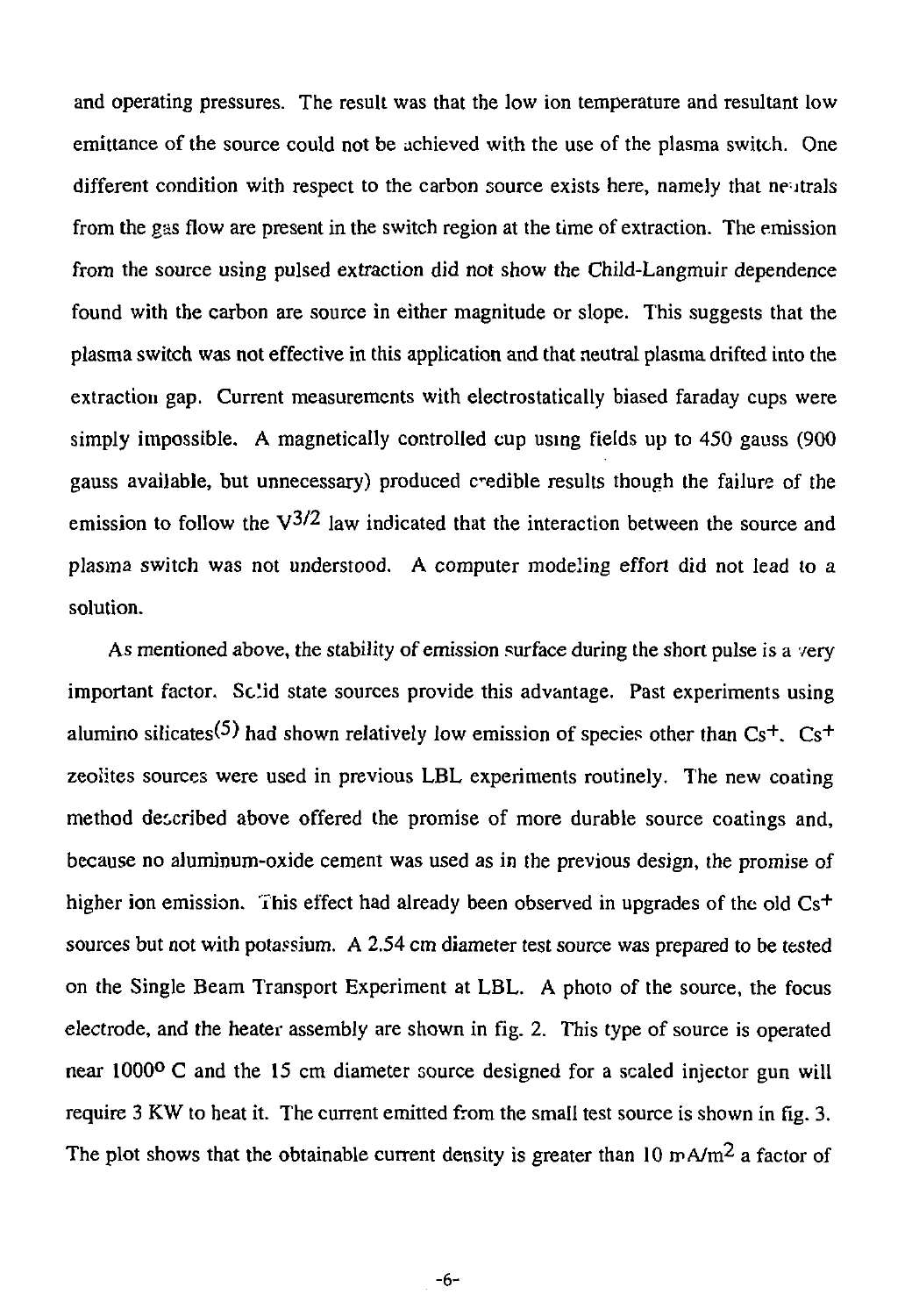and operating pressures. The result was that the low ion temperature and resultant low emittance of the source could not be achieved with the use of the plasma switch. One different condition with respect to the carbon source exists here, namely that neutrals from the gas flow are present in the switch region at the time of extraction. The emission from the source using pulsed extraction did not show the Child-Langmuir dependence found with the carbon arc source in either magnitude or slope. This suggests that the plasma switch was not effective in this application and that neutral plasma drifted into the extraction gap. Current measurements with electrostatically biased faraday cups were simply impossible. A magnetically controlled cup using fields up to 450 gauss (900 gauss available, but unnecessary) produced credible results though the failure of the emission to follow the $V^{3/2}$ law indicated that the interaction between the source and plasma switch was not understood. A computer modeling effort did not lead to a solution.

As mentioned above, the stability of emission surface during the short pulse is a very important factor. Solid state sources provide this advantage. Past experiments using alumino silicates[5] had shown relatively low emission of species other than $Cs^+$. $Cs^+$ zeolites sources were used in previous LBL experiments routinely. The new coating method described above offered the promise of more durable source coatings and, because no aluminum-oxide cement was used as in the previous design, the promise of higher ion emission. This effect had already been observed in upgrades of the old $Cs^+$ sources but not with potassium. A 2.54 cm diameter test source was prepared to be tested on the Single Beam Transport Experiment at LBL. A photo of the source, the focus electrode, and the heater assembly are shown in fig. 2. This type of source is operated near 1000° C and the 15 cm diameter source designed for a scaled injector gun will require 3 KW to heat it. The current emitted from the small test source is shown in fig. 3. The plot shows that the obtainable current density is greater than 10 mA/m$^2$ a factor of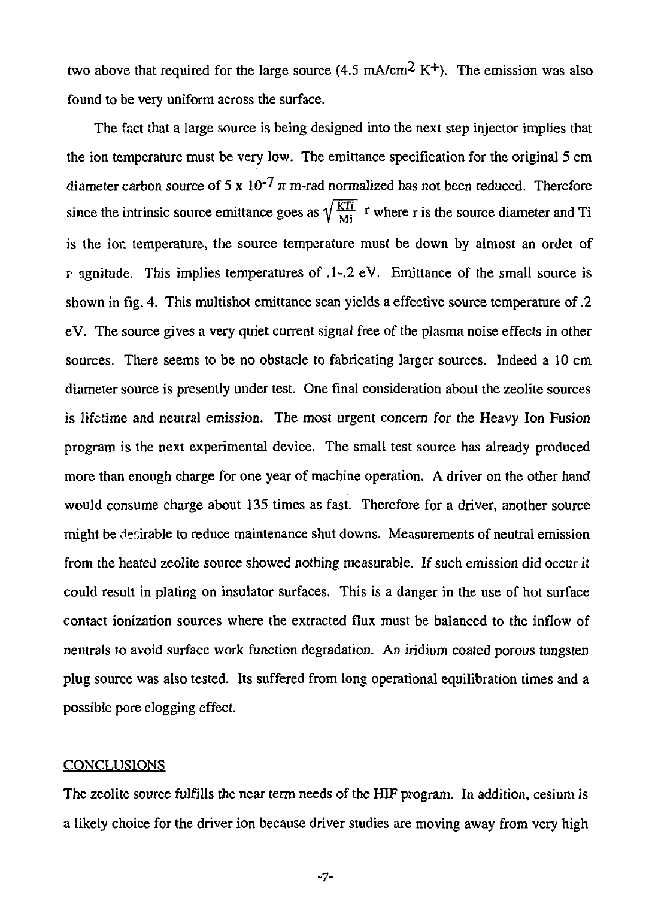two above that required for the large source (4.5 $mA/cm^2$ $K^+$). The emission was also found to be very uniform across the surface.

The fact that a large source is being designed into the next step injector implies that the ion temperature must be very low. The emittance specification for the original 5 cm diameter carbon source of 5 x $10^{-7}$ $\pi$ m-rad normalized has not been reduced. Therefore since the intrinsic source emittance goes as $\sqrt{\frac{KTi}{Mi}}$ r where r is the source diameter and Ti is the ion temperature, the source temperature must be down by almost an order of magnitude. This implies temperatures of .1-.2 eV. Emittance of the small source is shown in fig. 4. This multishot emittance scan yields a effective source temperature of .2 eV. The source gives a very quiet current signal free of the plasma noise effects in other sources. There seems to be no obstacle to fabricating larger sources. Indeed a 10 cm diameter source is presently under test. One final consideration about the zeolite sources is lifetime and neutral emission. The most urgent concern for the Heavy Ion Fusion program is the next experimental device. The small test source has already produced more than enough charge for one year of machine operation. A driver on the other hand would consume charge about 135 times as fast. Therefore for a driver, another source might be desirable to reduce maintenance shut downs. Measurements of neutral emission from the heated zeolite source showed nothing measurable. If such emission did occur it could result in plating on insulator surfaces. This is a danger in the use of hot surface contact ionization sources where the extracted flux must be balanced to the inflow of neutrals to avoid surface work function degradation. An iridium coated porous tungsten plug source was also tested. Its suffered from long operational equilibration times and a possible pore clogging effect.

## CONCLUSIONS

The zeolite source fulfills the near term needs of the HIF program. In addition, cesium is a likely choice for the driver ion because driver studies are moving away from very high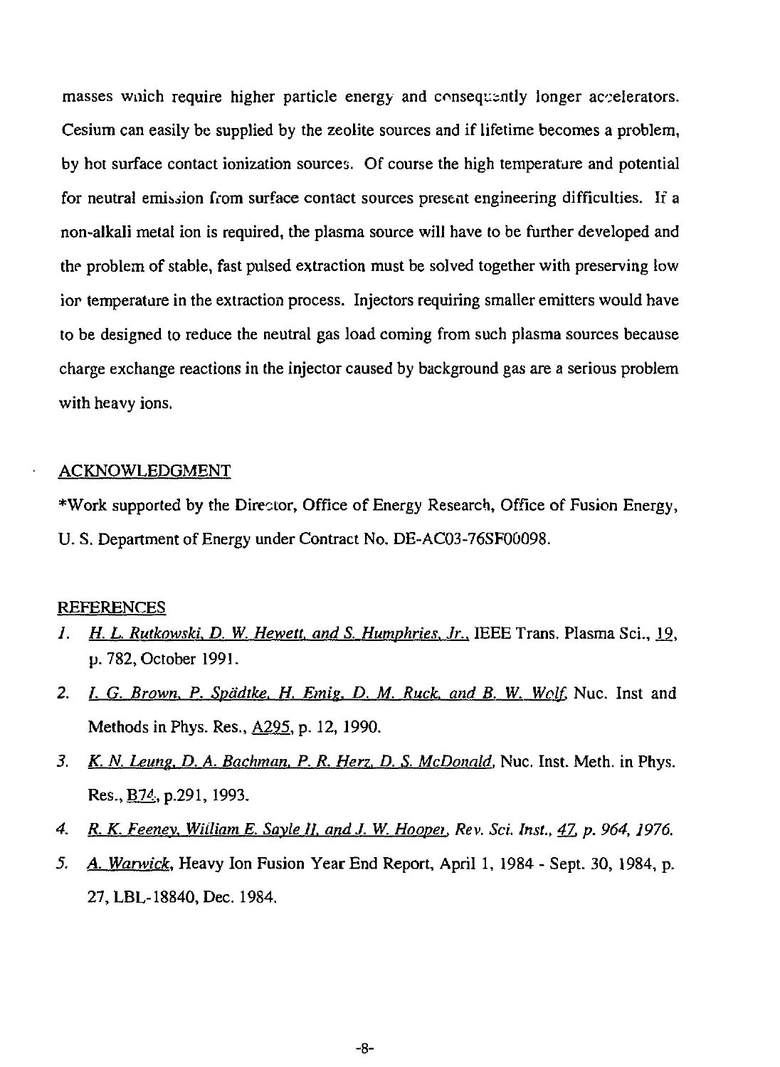masses which require higher particle energy and consequently longer accelerators. Cesium can easily be supplied by the zeolite sources and if lifetime becomes a problem, by hot surface contact ionization sources. Of course the high temperature and potential for neutral emission from surface contact sources present engineering difficulties. If a non-alkali metal ion is required, the plasma source will have to be further developed and the problem of stable, fast pulsed extraction must be solved together with preserving low ion temperature in the extraction process. Injectors requiring smaller emitters would have to be designed to reduce the neutral gas load coming from such plasma sources because charge exchange reactions in the injector caused by background gas are a serious problem with heavy ions.

## ACKNOWLEDGMENT

*Work supported by the Director, Office of Energy Research, Office of Fusion Energy, U. S. Department of Energy under Contract No. DE-AC03-76SF00098.

## REFERENCES

1. H. L. Rutkowski, D. W. Hewett, and S. Humphries, Jr., IEEE Trans. Plasma Sci., 19, p. 782, October 1991.
2. I. G. Brown, P. Spädtke, H. Emig, D. M. Ruck, and B. W. Wolf, Nuc. Inst and Methods in Phys. Res., A295, p. 12, 1990.
3. K. N. Leung, D. A. Bachman, P. R. Herz, D. S. McDonald, Nuc. Inst. Meth. in Phys. Res., B74, p.291, 1993.
4. *R. K. Feeney, William E. Sayle II, and J. W. Hooper, Rev. Sci. Inst., 47, p. 964, 1976.*
5. A. Warwick, Heavy Ion Fusion Year End Report, April 1, 1984 - Sept. 30, 1984, p. 27, LBL-18840, Dec. 1984.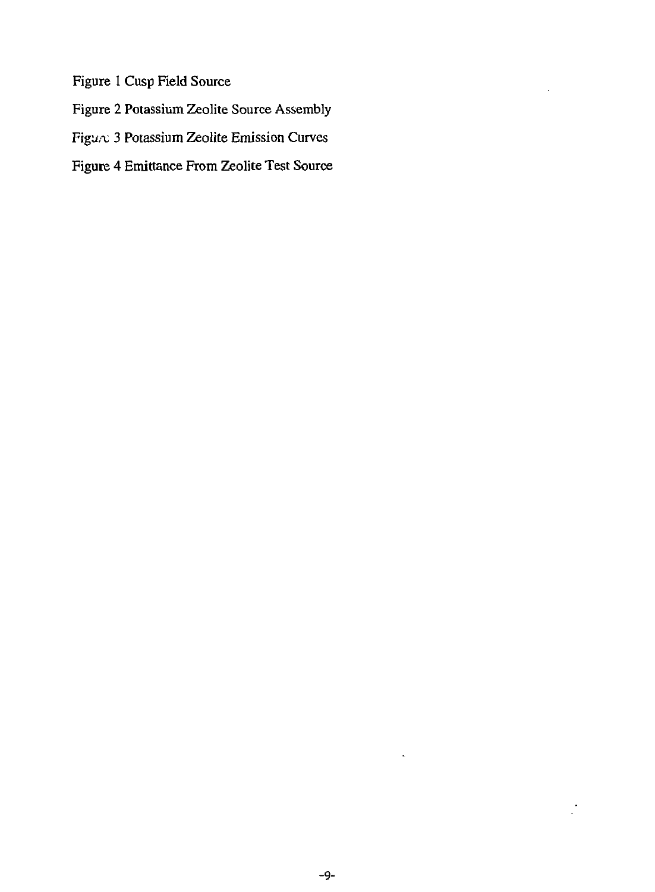Figure 1 Cusp Field Source

Figure 2 Potassium Zeolite Source Assembly

Figure 3 Potassium Zeolite Emission Curves

Figure 4 Emittance From Zeolite Test Source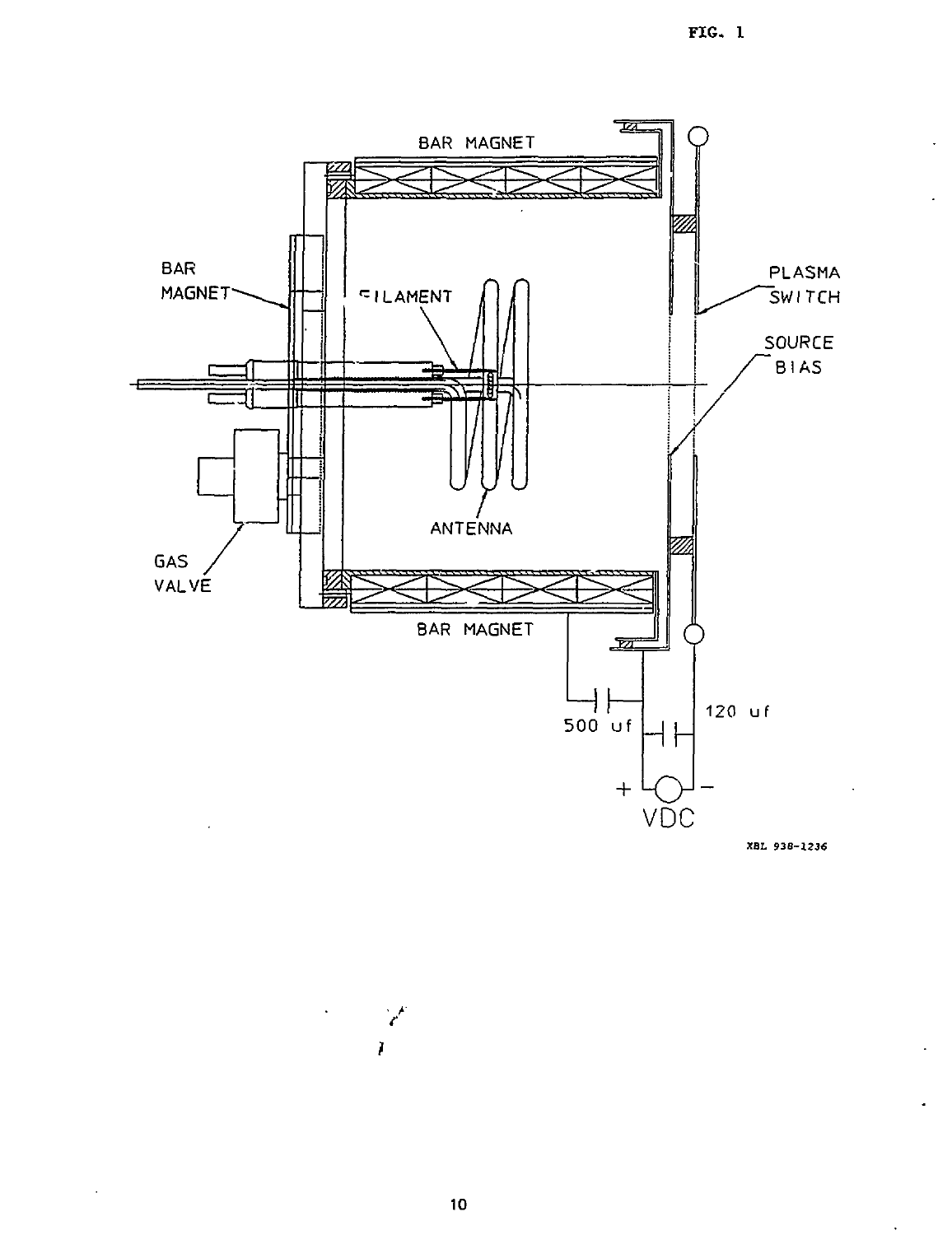FIG. 1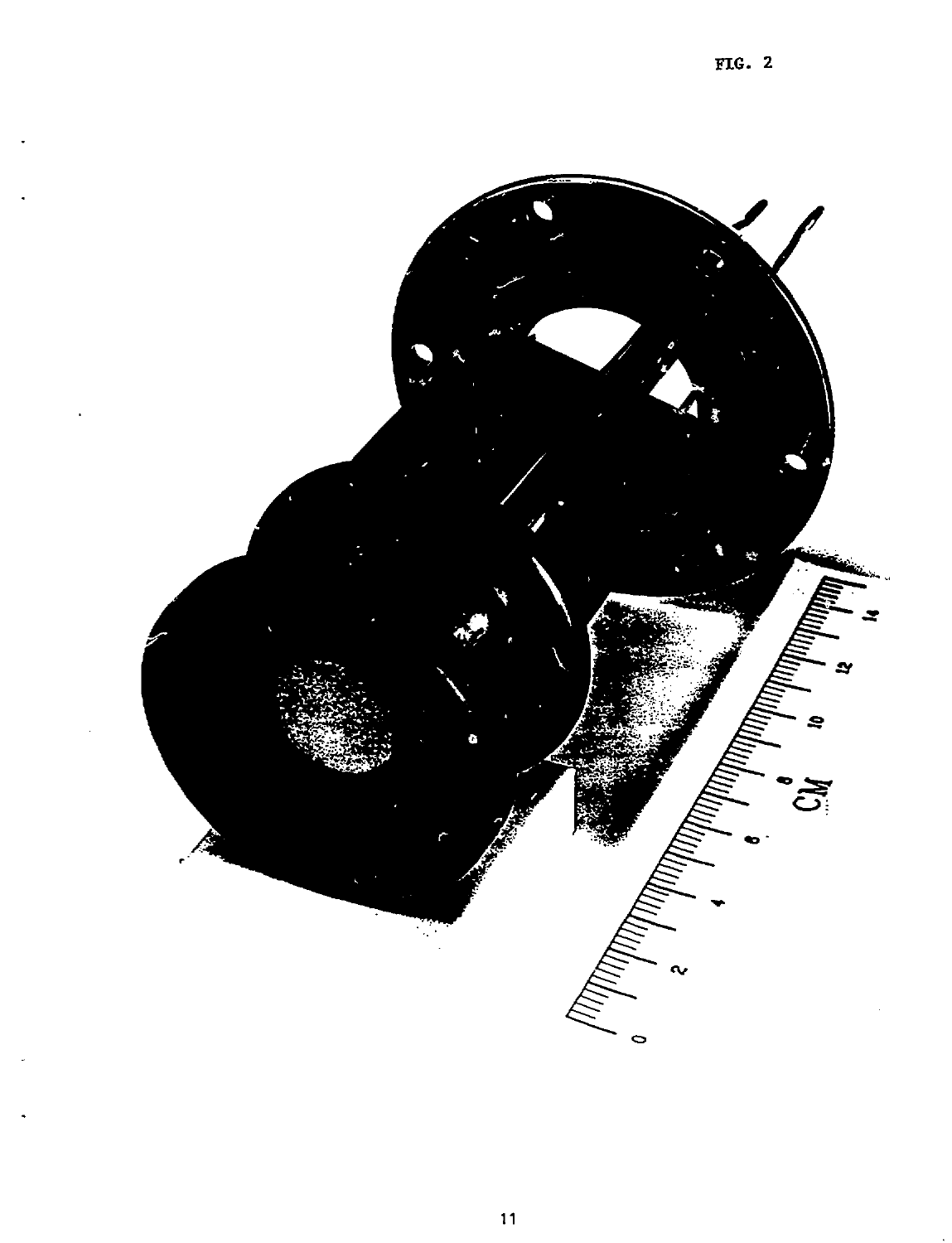FIG. 2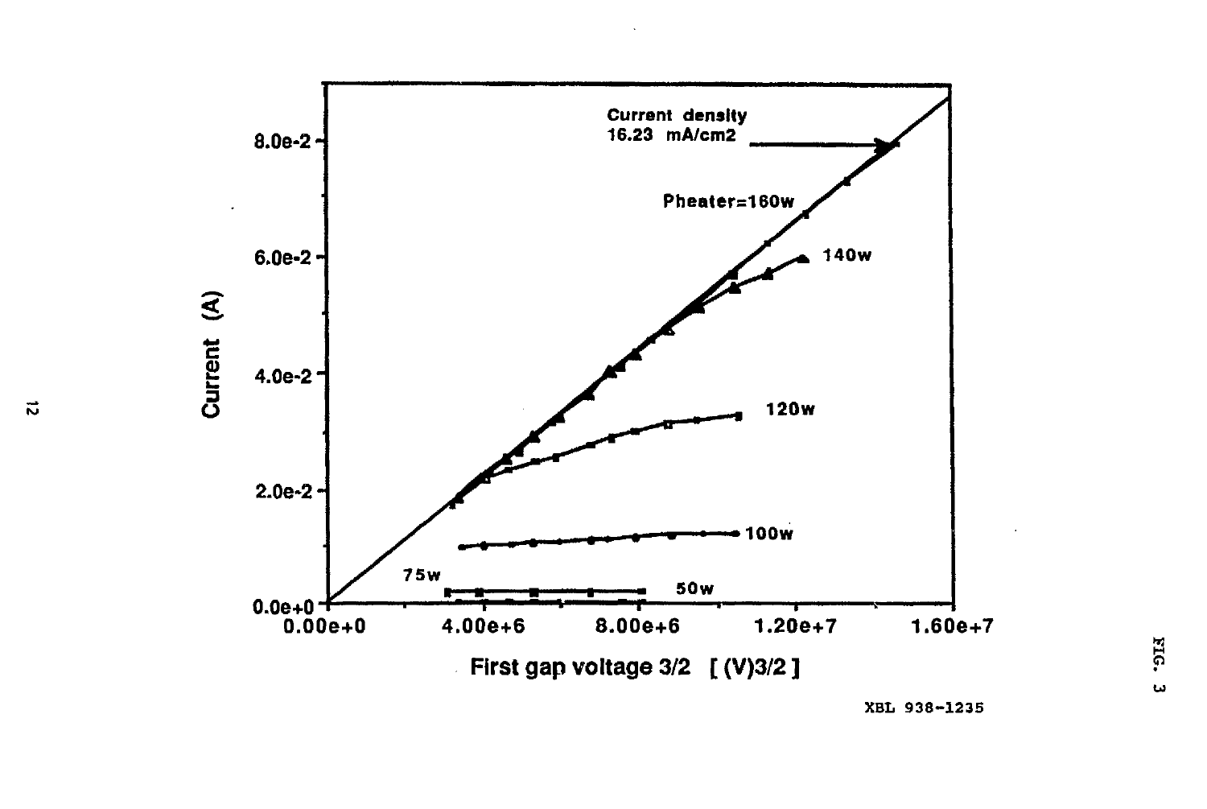Current density 16.23 mA/cm2

Pheater=160w

140w

120w

100w

75w

50w

Current (A)

First gap voltage 3/2 [ (V)3/2 ]

XBL 938-1235

FIG. 3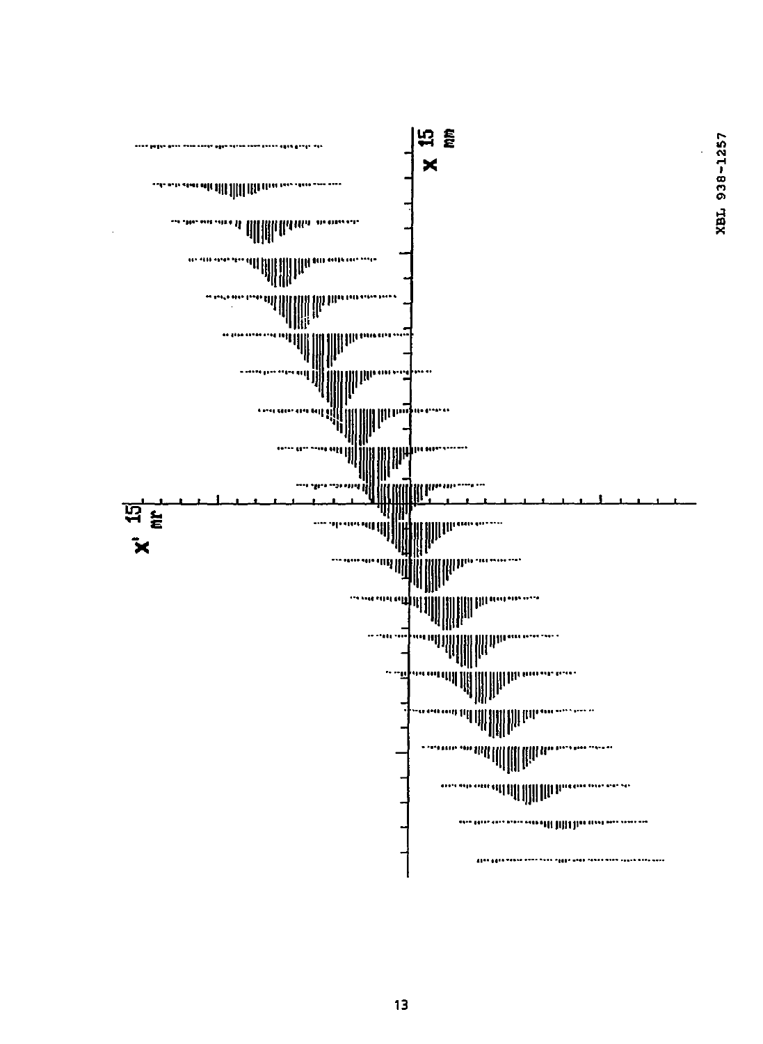X 15 mm

X' 15 mr

XBL 938-1257